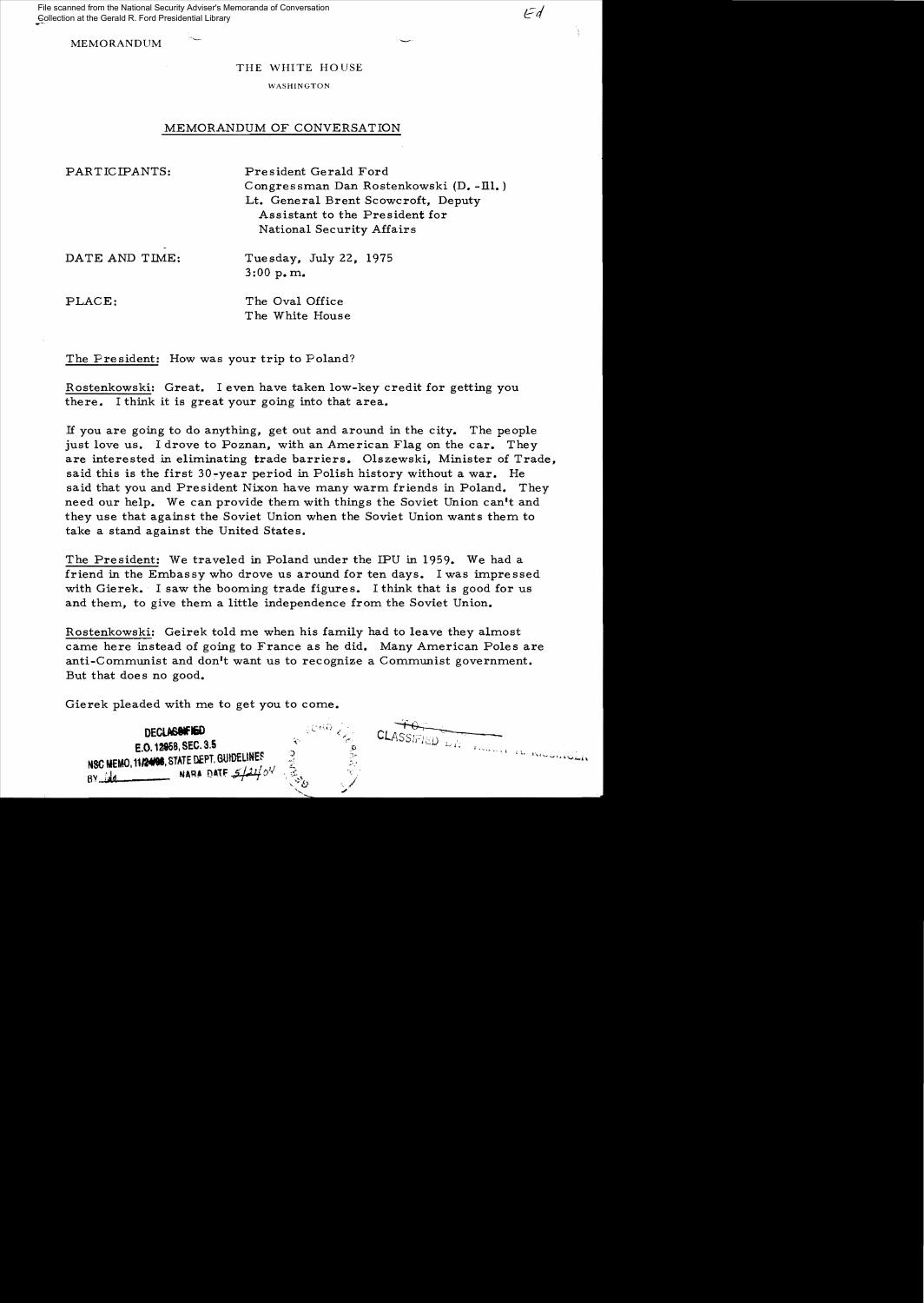File scanned from the National Security Adviser's Memoranda of Conversation Collection at the Gerald R. Ford Presidential Library

MEMORANDUM

THE WHITE HOUSE

WASHINGTON

## MEMORANDUM OF CONVERSATION

PARTICIPANTS: President Gerald Ford
Congressman Dan Rostenkowski (D.-Ill.)
Lt. General Brent Scowcroft, Deputy Assistant to the President for National Security Affairs

DATE AND TIME: Tuesday, July 22, 1975
3:00 p.m.

PLACE: The Oval Office
The White House

The President: How was your trip to Poland?

Rostenkowski: Great. I even have taken low-key credit for getting you there. I think it is great your going into that area.

If you are going to do anything, get out and around in the city. The people just love us. I drove to Poznan, with an American Flag on the car. They are interested in eliminating trade barriers. Olszewski, Minister of Trade, said this is the first 30-year period in Polish history without a war. He said that you and President Nixon have many warm friends in Poland. They need our help. We can provide them with things the Soviet Union can't and they use that against the Soviet Union when the Soviet Union wants them to take a stand against the United States.

The President: We traveled in Poland under the IPU in 1959. We had a friend in the Embassy who drove us around for ten days. I was impressed with Gierek. I saw the booming trade figures. I think that is good for us and them, to give them a little independence from the Soviet Union.

Rostenkowski: Geirek told me when his family had to leave they almost came here instead of going to France as he did. Many American Poles are anti-Communist and don't want us to recognize a Communist government. But that does no good.

Gierek pleaded with me to get you to come.

DECLASSIFIED
E.O. 12958, SEC. 3.5
NSC MEMO, 11/24/98, STATE DEPT. GUIDELINES
BY ____ NARA DATE 5/21/04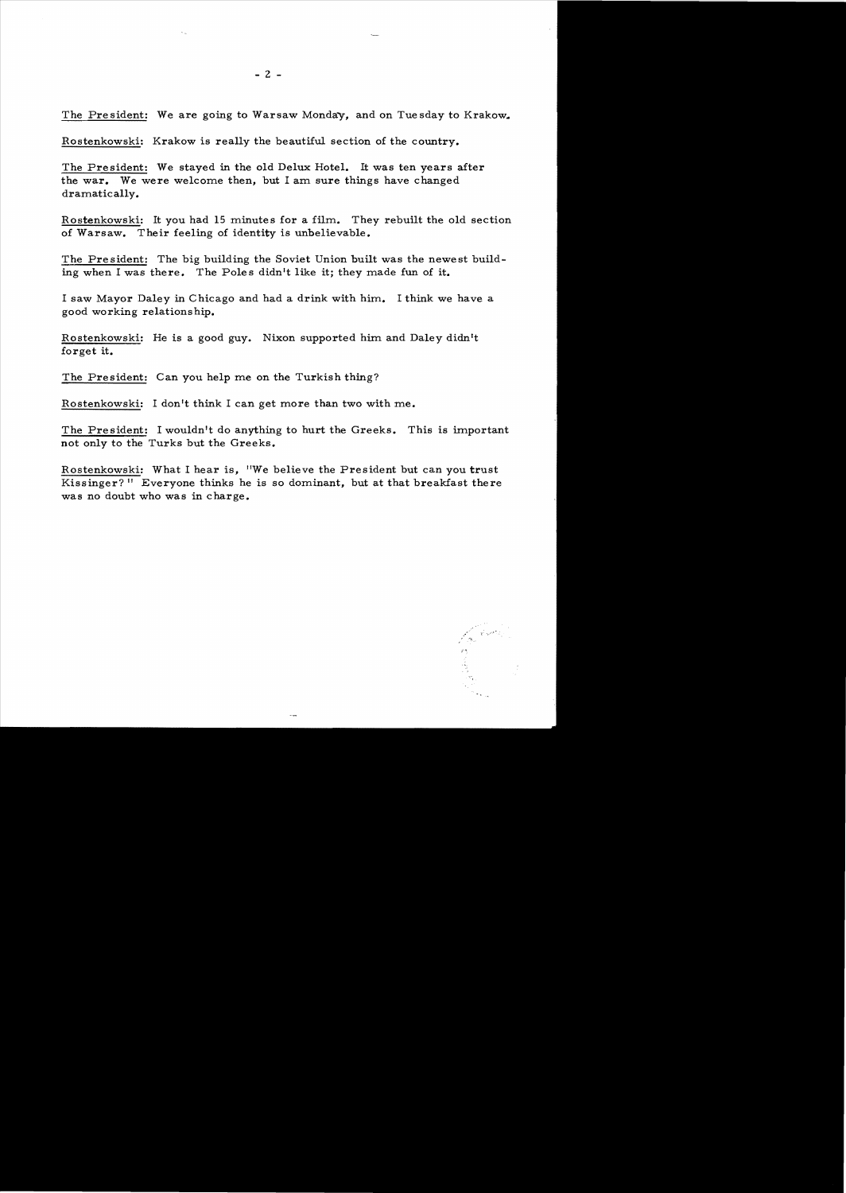The President: We are going to Warsaw Monday, and on Tuesday to Krakow.

Rostenkowski: Krakow is really the beautiful section of the country.

The President: We stayed in the old Delux Hotel. It was ten years after the war. We were welcome then, but I am sure things have changed dramatically.

Rostenkowski: It you had 15 minutes for a film. They rebuilt the old section of Warsaw. Their feeling of identity is unbelievable.

The President: The big building the Soviet Union built was the newest building when I was there. The Poles didn't like it; they made fun of it.

I saw Mayor Daley in Chicago and had a drink with him. I think we have a good working relationship.

Rostenkowski: He is a good guy. Nixon supported him and Daley didn't forget it.

The President: Can you help me on the Turkish thing?

Rostenkowski: I don't think I can get more than two with me.

The President: I wouldn't do anything to hurt the Greeks. This is important not only to the Turks but the Greeks.

Rostenkowski: What I hear is, "We believe the President but can you trust Kissinger?" Everyone thinks he is so dominant, but at that breakfast there was no doubt who was in charge.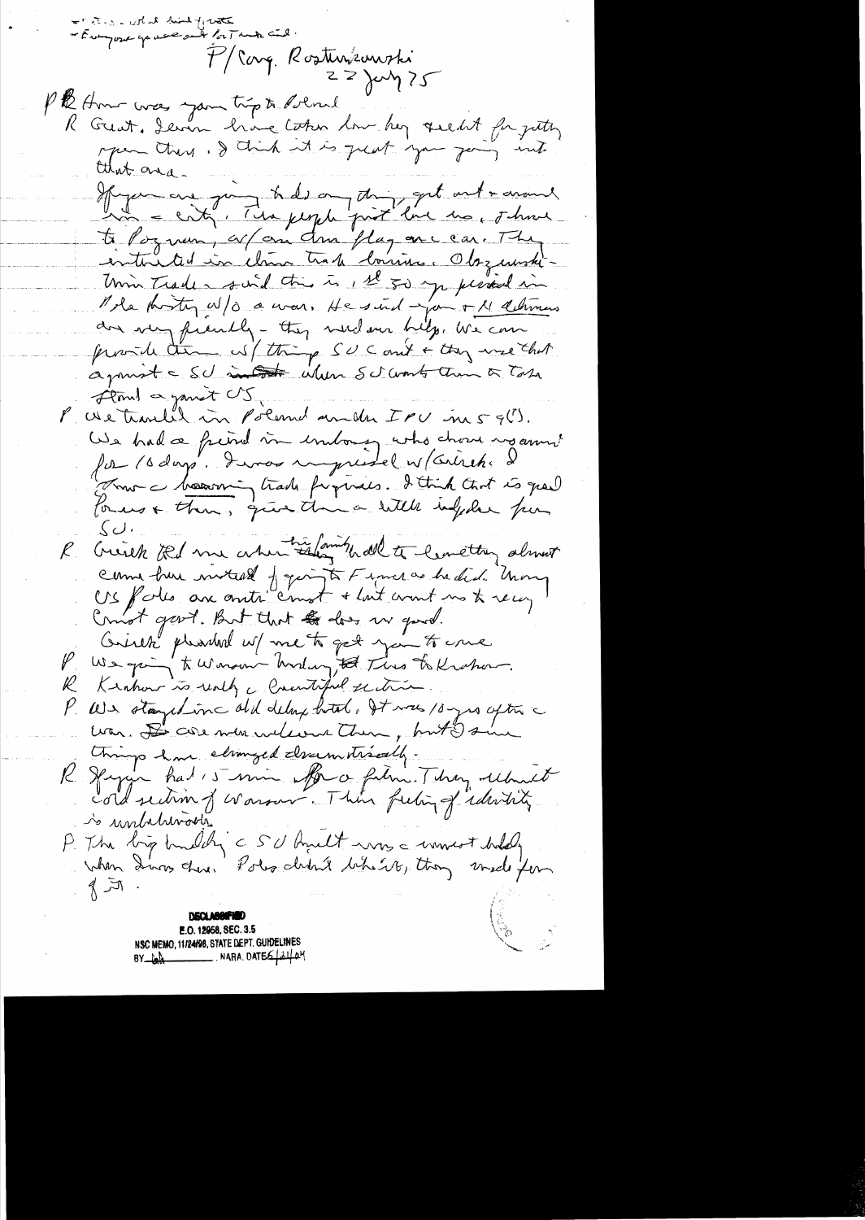- Ros. - what kind of vote
- Everyone you see out for Turkish aid.

P/Cong. Rostenkowski
22 July 75

P Rostenkowski How was your trip to Poland

R Great. Levin has done a lot and has credit for putting open there. I think it is great you going into that area.

If you are going to do any thing, get out & around in a city. The people just love us. I have to Poznan, w/ an Am flag on a car. They interested in China trade business. Olszewski – Minister Trade – said this is 1st 30 yrs period in Pole history w/o a war. He said – you & Al Albert are very friendly – they need our help. We can provide them w/ things SU can't & they use that against SU when SU wants them to take stand against US.

P We traveled in Poland under IPU in 5 '(?). We had a friend in embassy who drove us around for 10 days. I was impressed w/ Gierek. I know a booming trade programs. I think that is good for us & them, gives them a little independence from SU.

R Gierek told me when his family had to leave they almost came here instead of going to France as he did. Many US Poles are anti-Comst & don't want us to recog. Comst govt. But that does no good.
Gierek pleased w/ me to get you to come

P We going to Warsaw Monday, Tues to Krakow.

R Krakow is really a beautiful section.

P We stayed in an old deluxe hotel. It was 10 yrs after the war. We were welcome then, but I am sure things have changed dramatically.

R If you had 5 min for a film. They rebuilt old section of Warsaw. Their feeling of identity is unbelievable.

P The big building the SU built was the worst building when I was there. Poles didn't like it, they made fun of it.

**DECLASSIFIED**
E.O. 12958, SEC. 3.5
NSC MEMO, 11/24/98, STATE DEPT. GUIDELINES
BY ___ NARA, DATE 6/21/04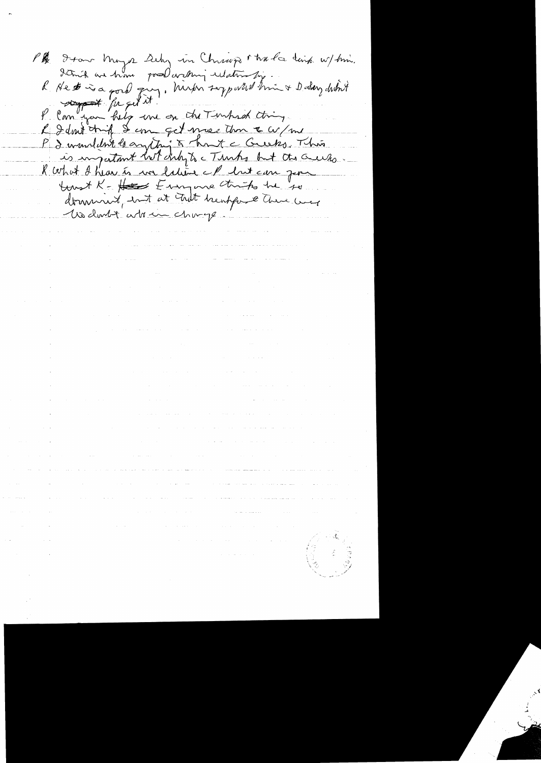P ~~R~~ Saw Mayor Daley in Chicago & had a drink w/ him. I think we have good working relationship.

R. He ~~is~~ is a good guy. Nixon supported him & Daley didn't ~~support~~ forget it.

P. Can you help me on the Turkish thing.

R. I don't think I can get more than 2 w/ me.

P. I wouldn't do anything to hurt the Greeks. This is important not only to the Turks but the Greeks.

R. What I hear is we believe in P but can you trust K - ~~Hess~~ Everyone thinks he is so dominant, but at that breakfast there was no doubt who in charge.